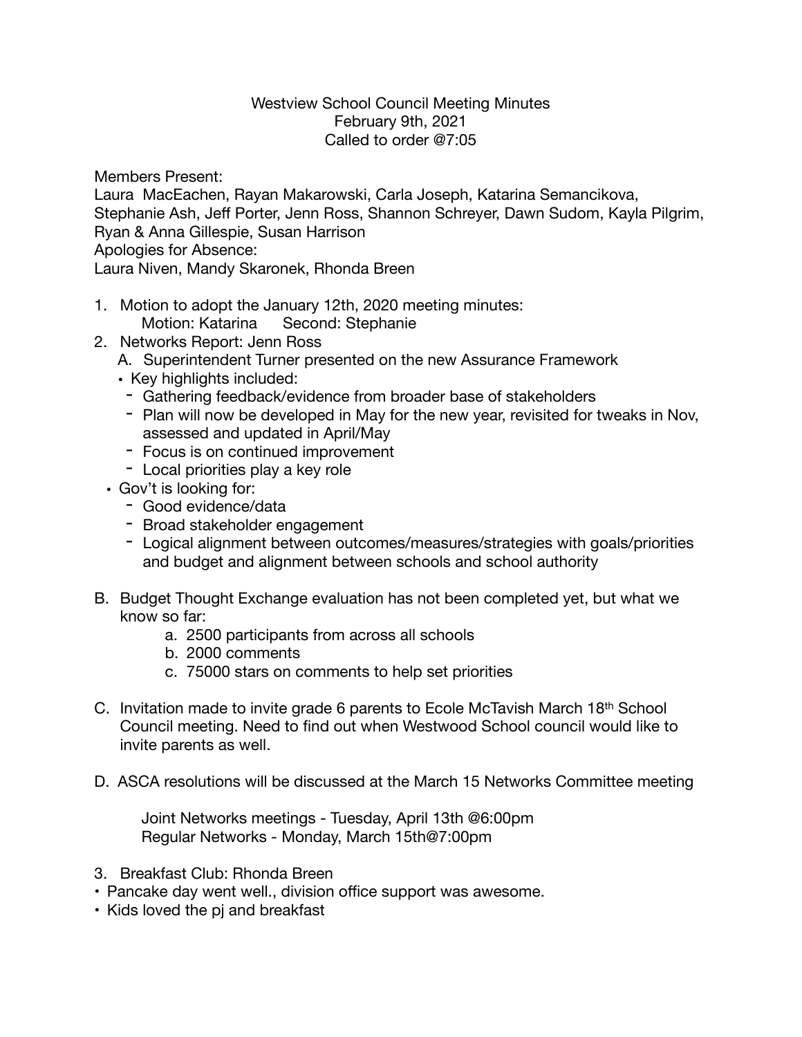Westview School Council Meeting Minutes
February 9th, 2021
Called to order @7:05

Members Present:
Laura  MacEachen, Rayan Makarowski, Carla Joseph, Katarina Semancikova, Stephanie Ash, Jeff Porter, Jenn Ross, Shannon Schreyer, Dawn Sudom, Kayla Pilgrim, Ryan & Anna Gillespie, Susan Harrison
Apologies for Absence:
Laura Niven, Mandy Skaronek, Rhonda Breen

1. Motion to adopt the January 12th, 2020 meeting minutes:
   Motion: Katarina   Second: Stephanie
2. Networks Report: Jenn Ross
   A. Superintendent Turner presented on the new Assurance Framework
   - Key highlights included:
     - Gathering feedback/evidence from broader base of stakeholders
     - Plan will now be developed in May for the new year, revisited for tweaks in Nov, assessed and updated in April/May
     - Focus is on continued improvement
     - Local priorities play a key role
   - Gov't is looking for:
     - Good evidence/data
     - Broad stakeholder engagement
     - Logical alignment between outcomes/measures/strategies with goals/priorities and budget and alignment between schools and school authority

B. Budget Thought Exchange evaluation has not been completed yet, but what we know so far:
   a. 2500 participants from across all schools
   b. 2000 comments
   c. 75000 stars on comments to help set priorities

C. Invitation made to invite grade 6 parents to Ecole McTavish March 18th School Council meeting. Need to find out when Westwood School council would like to invite parents as well.

D. ASCA resolutions will be discussed at the March 15 Networks Committee meeting

   Joint Networks meetings - Tuesday, April 13th @6:00pm
   Regular Networks - Monday, March 15th@7:00pm

3. Breakfast Club: Rhonda Breen
- Pancake day went well., division office support was awesome.
- Kids loved the pj and breakfast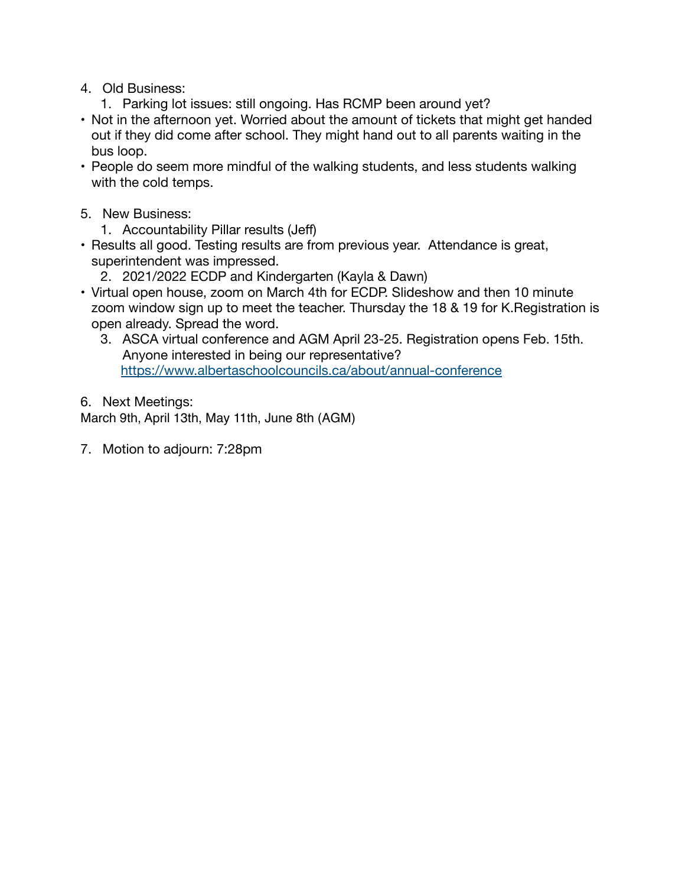4. Old Business:
    1. Parking lot issues: still ongoing. Has RCMP been around yet?

- Not in the afternoon yet. Worried about the amount of tickets that might get handed out if they did come after school. They might hand out to all parents waiting in the bus loop.
- People do seem more mindful of the walking students, and less students walking with the cold temps.

5. New Business:
    1. Accountability Pillar results (Jeff)

- Results all good. Testing results are from previous year. Attendance is great, superintendent was impressed.

    2. 2021/2022 ECDP and Kindergarten (Kayla & Dawn)

- Virtual open house, zoom on March 4th for ECDP. Slideshow and then 10 minute zoom window sign up to meet the teacher. Thursday the 18 & 19 for K.Registration is open already. Spread the word.

    3. ASCA virtual conference and AGM April 23-25. Registration opens Feb. 15th. Anyone interested in being our representative? [https://www.albertaschoolcouncils.ca/about/annual-conference](https://www.albertaschoolcouncils.ca/about/annual-conference)

6. Next Meetings:

March 9th, April 13th, May 11th, June 8th (AGM)

7. Motion to adjourn: 7:28pm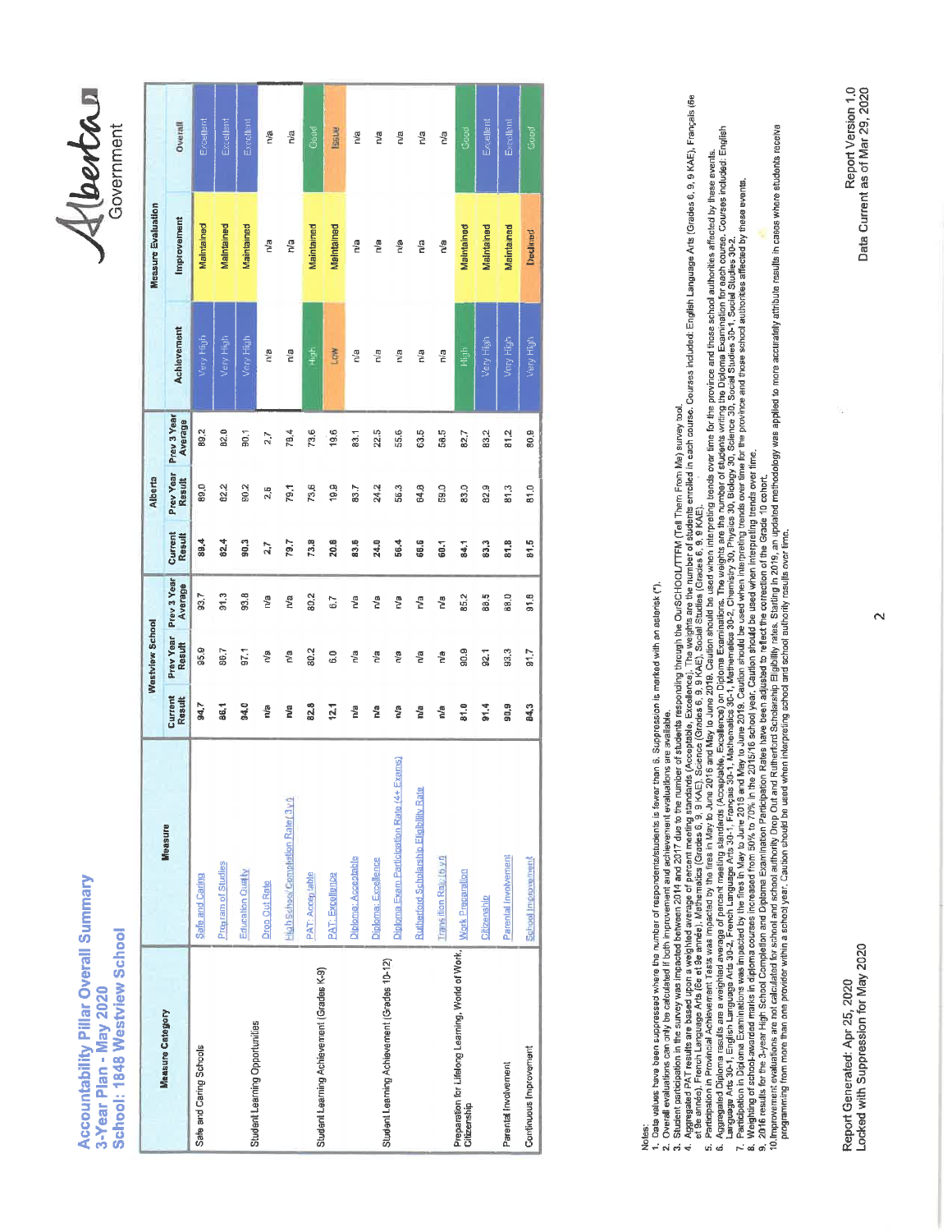# Accountability Pillar Overall Summary
## 3-Year Plan - May 2020
## School: 1848 Westview School

| Measure Category | Measure | Westview School | | | Alberta | | | Measure Evaluation | | |
|---|---|---|---|---|---|---|---|---|---|---|
| | | Current Result | Prev Year Result | Prev 3 Year Average | Current Result | Prev Year Result | Prev 3 Year Average | Achievement | Improvement | Overall |
| Safe and Caring Schools | Safe and Caring | 94.7 | 95.9 | 93.7 | 89.4 | 89.0 | 89.2 | Very High | Maintained | Excellent |
| Student Learning Opportunities | Program of Studies | 86.1 | 86.7 | 91.3 | 82.4 | 82.2 | 82.0 | Very High | Maintained | Excellent |
| | Education Quality | 94.0 | 97.1 | 93.8 | 90.3 | 90.2 | 90.1 | Very High | Maintained | Excellent |
| | Drop Out Rate | n/a | n/a | n/a | 2.7 | 2.6 | 2.7 | n/a | n/a | n/a |
| | High School Completion Rate (3 yr) | n/a | n/a | n/a | 79.7 | 79.1 | 78.4 | n/a | n/a | n/a |
| Student Learning Achievement (Grades K-9) | PAT: Acceptable | 82.8 | 80.2 | 80.2 | 73.8 | 73.6 | 73.6 | High | Maintained | Good |
| | PAT: Excellence | 12.1 | 6.0 | 6.7 | 20.6 | 19.9 | 19.6 | Low | Maintained | Issue |
| Student Learning Achievement (Grades 10-12) | Diploma: Acceptable | n/a | n/a | n/a | 83.6 | 83.7 | 83.1 | n/a | n/a | n/a |
| | Diploma: Excellence | n/a | n/a | n/a | 24.0 | 24.2 | 22.5 | n/a | n/a | n/a |
| | Diploma Exam Participation Rate (4+ Exams) | n/a | n/a | n/a | 56.4 | 56.3 | 55.6 | n/a | n/a | n/a |
| | Rutherford Scholarship Eligibility Rate | n/a | n/a | n/a | 66.6 | 64.8 | 63.5 | n/a | n/a | n/a |
| Preparation for Lifelong Learning, World of Work, Citizenship | Transition Rate (6 yr) | n/a | n/a | n/a | 60.1 | 59.0 | 58.5 | n/a | n/a | n/a |
| | Work Preparation | 81.0 | 90.9 | 85.2 | 84.1 | 83.0 | 82.7 | High | Maintained | Good |
| | Citizenship | 91.4 | 92.1 | 88.5 | 83.3 | 82.9 | 83.2 | Very High | Maintained | Excellent |
| Parental Involvement | Parental Involvement | 90.9 | 93.3 | 88.0 | 81.8 | 81.3 | 81.2 | Very High | Maintained | Excellent |
| Continuous Improvement | School Improvement | 84.3 | 91.7 | 91.8 | 81.5 | 81.0 | 80.9 | Very High | Declined | Good |

Notes:
1. Data values have been suppressed where the number of respondents/students is fewer than 6. Suppression is marked with an asterisk (*).
2. Overall evaluations can only be calculated if both improvement and achievement evaluations are available.
3. Student participation in the survey was impacted between 2014 and 2017 due to the number of students responding through the OurSCHOOL/TTFM (Tell Them From Me) survey tool.
4. Aggregated PAT results are based upon a weighted average of percent meeting standards (Acceptable, Excellence). The weights are the number of students enrolled in each course. Courses included: English Language Arts (Grades 6, 9, 9 KAE), Français (6e et 9e année), French Language Arts (6e et 9e année), Mathematics (Grades 6, 9, 9 KAE), Science (Grades 6, 9, 9 KAE), Social Studies (Grades 6, 9, 9 KAE).
5. Participation in Provincial Achievement Tests was impacted by the fires in May to June 2016 and May to June 2019. Caution should be used when interpreting trends over time for the province and those school authorities affected by these events.
6. Aggregated Diploma results are a weighted average of percent meeting standards (Acceptable, Excellence) on Diploma Examinations. The weights are the number of students writing the Diploma Examination for each course. Courses included: English Language Arts 30-1, English Language Arts 30-2, French Language Arts 30-1, Français 30-1, Mathematics 30-1, Mathematics 30-2, Chemistry 30, Physics 30, Biology 30, Science 30, Social Studies 30-1, Social Studies 30-2.
7. Participation in Diploma Examinations was impacted by the fires in May to June 2016 and May to June 2019. Caution should be used when interpreting trends over time for the province and those school authorities affected by these events.
8. Weighting of school-awarded marks in diploma courses increased from 50% to 70% in the 2015/16 school year. Caution should be used when interpreting trends over time.
9. 2016 results for the 3-year High School Completion and Diploma Examination Participation Rates have been adjusted to reflect the correction of the Grade 10 cohort.
10. Improvement evaluations are not calculated for school and school authority Drop Out and Rutherford Scholarship Eligibility rates. Starting in 2019, an updated methodology was applied to more accurately attribute results in cases where students receive programming from more than one provider within a school year. Caution should be used when interpreting school and school authority results over time.

Report Generated: Apr 25, 2020
Locked with Suppression for May 2020

Report Version 1.0
Data Current as of Mar 29, 2020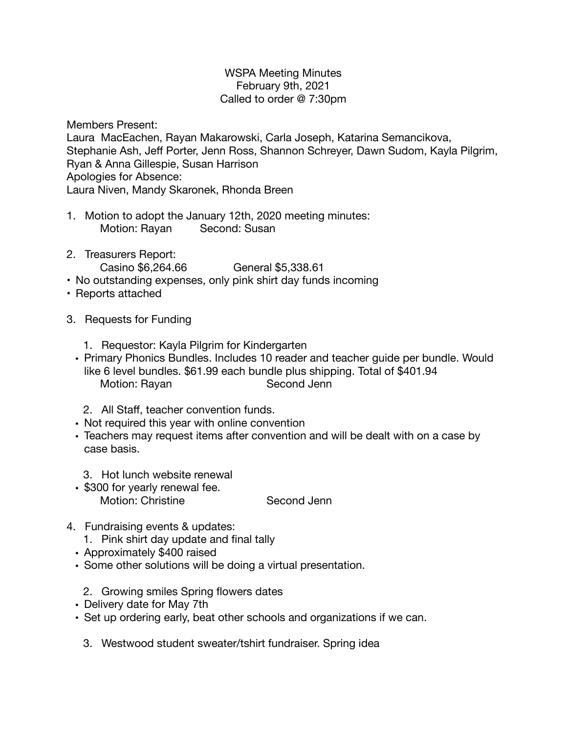WSPA Meeting Minutes
February 9th, 2021
Called to order @ 7:30pm

Members Present:
Laura MacEachen, Rayan Makarowski, Carla Joseph, Katarina Semancikova, Stephanie Ash, Jeff Porter, Jenn Ross, Shannon Schreyer, Dawn Sudom, Kayla Pilgrim, Ryan & Anna Gillespie, Susan Harrison
Apologies for Absence:
Laura Niven, Mandy Skaronek, Rhonda Breen

1. Motion to adopt the January 12th, 2020 meeting minutes:
   Motion: Rayan  Second: Susan

2. Treasurers Report:
   Casino $6,264.66  General $5,338.61
- No outstanding expenses, only pink shirt day funds incoming
- Reports attached

3. Requests for Funding

   1. Requestor: Kayla Pilgrim for Kindergarten
   - Primary Phonics Bundles. Includes 10 reader and teacher guide per bundle. Would like 6 level bundles. $61.99 each bundle plus shipping. Total of $401.94
     Motion: Rayan  Second Jenn

   2. All Staff, teacher convention funds.
   - Not required this year with online convention
   - Teachers may request items after convention and will be dealt with on a case by case basis.

   3. Hot lunch website renewal
   - $300 for yearly renewal fee.
     Motion: Christine  Second Jenn

4. Fundraising events & updates:
   1. Pink shirt day update and final tally
   - Approximately $400 raised
   - Some other solutions will be doing a virtual presentation.

   2. Growing smiles Spring flowers dates
   - Delivery date for May 7th
   - Set up ordering early, beat other schools and organizations if we can.

   3. Westwood student sweater/tshirt fundraiser. Spring idea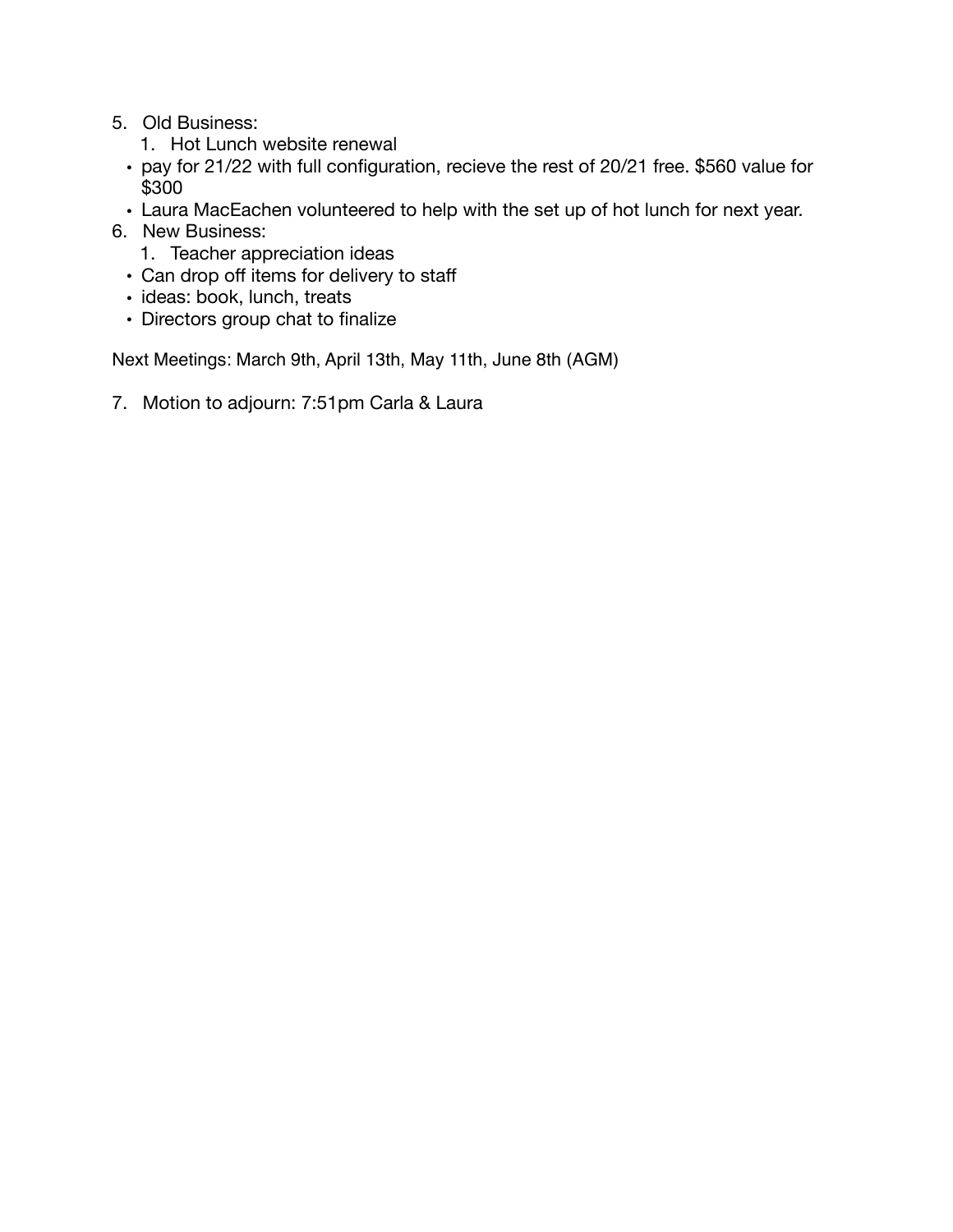5. Old Business:
    1. Hot Lunch website renewal
    - pay for 21/22 with full configuration, recieve the rest of 20/21 free. $560 value for $300
    - Laura MacEachen volunteered to help with the set up of hot lunch for next year.
6. New Business:
    1. Teacher appreciation ideas
    - Can drop off items for delivery to staff
    - ideas: book, lunch, treats
    - Directors group chat to finalize

Next Meetings: March 9th, April 13th, May 11th, June 8th (AGM)

7. Motion to adjourn: 7:51pm Carla & Laura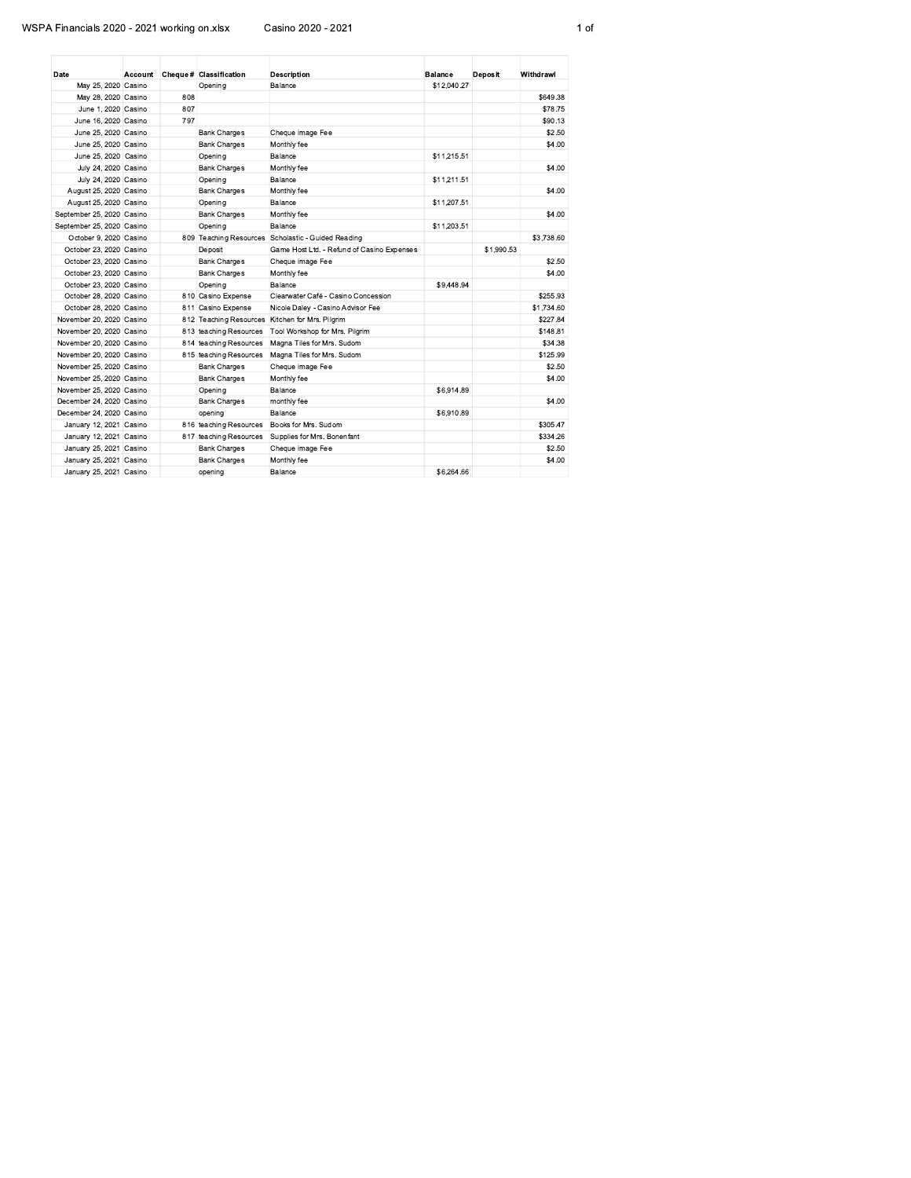| Date | Account | Cheque # | Classification | Description | Balance | Deposit | Withdrawl |
|---|---|---|---|---|---|---|---|
| May 25, 2020 | Casino | | Opening | Balance | $12,040.27 | | |
| May 28, 2020 | Casino | 808 | | | | | $649.38 |
| June 1, 2020 | Casino | 807 | | | | | $78.75 |
| June 16, 2020 | Casino | 797 | | | | | $90.13 |
| June 25, 2020 | Casino | | Bank Charges | Cheque image Fee | | | $2.50 |
| June 25, 2020 | Casino | | Bank Charges | Monthly fee | | | $4.00 |
| June 25, 2020 | Casino | | Opening | Balance | $11,215.51 | | |
| July 24, 2020 | Casino | | Bank Charges | Monthly fee | | | $4.00 |
| July 24, 2020 | Casino | | Opening | Balance | $11,211.51 | | |
| August 25, 2020 | Casino | | Bank Charges | Monthly fee | | | $4.00 |
| August 25, 2020 | Casino | | Opening | Balance | $11,207.51 | | |
| September 25, 2020 | Casino | | Bank Charges | Monthly fee | | | $4.00 |
| September 25, 2020 | Casino | | Opening | Balance | $11,203.51 | | |
| October 9, 2020 | Casino | 809 | Teaching Resources | Scholastic - Guided Reading | | | $3,738.60 |
| October 23, 2020 | Casino | | Deposit | Game Host Ltd. - Refund of Casino Expenses | | $1,990.53 | |
| October 23, 2020 | Casino | | Bank Charges | Cheque image Fee | | | $2.50 |
| October 23, 2020 | Casino | | Bank Charges | Monthly fee | | | $4.00 |
| October 23, 2020 | Casino | | Opening | Balance | $9,448.94 | | |
| October 28, 2020 | Casino | 810 | Casino Expense | Clearwater Café - Casino Concession | | | $255.93 |
| October 28, 2020 | Casino | 811 | Casino Expense | Nicole Daley - Casino Advisor Fee | | | $1,734.60 |
| November 20, 2020 | Casino | 812 | Teaching Resources | Kitchen for Mrs. Pilgrim | | | $227.84 |
| November 20, 2020 | Casino | 813 | teaching Resources | Tool Workshop for Mrs. Pilgrim | | | $148.81 |
| November 20, 2020 | Casino | 814 | teaching Resources | Magna Tiles for Mrs. Sudom | | | $34.38 |
| November 20, 2020 | Casino | 815 | teaching Resources | Magna Tiles for Mrs. Sudom | | | $125.99 |
| November 25, 2020 | Casino | | Bank Charges | Cheque image Fee | | | $2.50 |
| November 25, 2020 | Casino | | Bank Charges | Monthly fee | | | $4.00 |
| November 25, 2020 | Casino | | Opening | Balance | $6,914.89 | | |
| December 24, 2020 | Casino | | Bank Charges | monthly fee | | | $4.00 |
| December 24, 2020 | Casino | | opening | Balance | $6,910.89 | | |
| January 12, 2021 | Casino | 816 | teaching Resources | Books for Mrs. Sudom | | | $305.47 |
| January 12, 2021 | Casino | 817 | teaching Resources | Supplies for Mrs. Bonenfant | | | $334.26 |
| January 25, 2021 | Casino | | Bank Charges | Cheque image Fee | | | $2.50 |
| January 25, 2021 | Casino | | Bank Charges | Monthly fee | | | $4.00 |
| January 25, 2021 | Casino | | opening | Balance | $6,264.66 | | |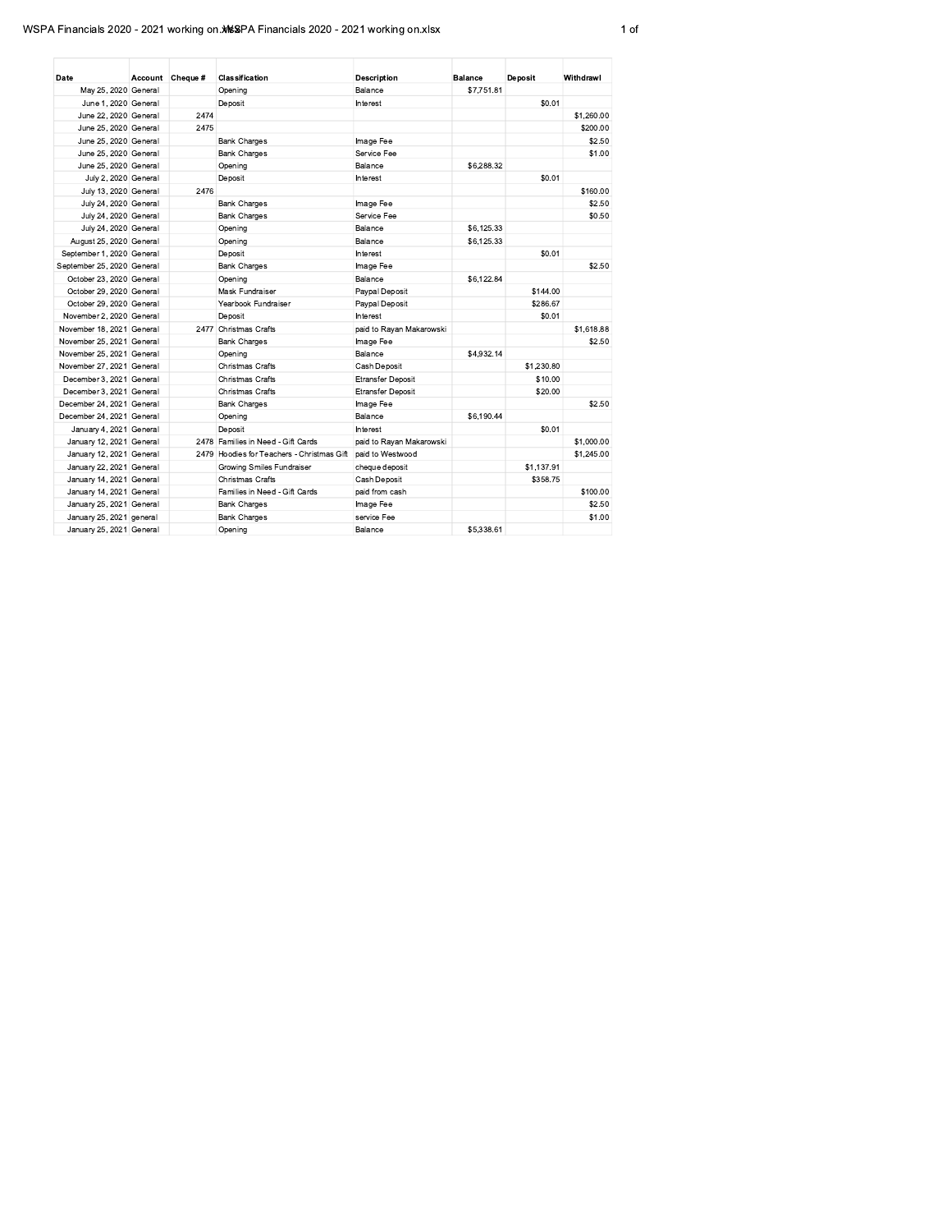| Date | Account | Cheque # | Classification | Description | Balance | Deposit | Withdrawl |
|---|---|---|---|---|---|---|---|
| May 25, 2020 | General | | Opening | Balance | $7,751.81 | | |
| June 1, 2020 | General | | Deposit | Interest | | $0.01 | |
| June 22, 2020 | General | 2474 | | | | | $1,260.00 |
| June 25, 2020 | General | 2475 | | | | | $200.00 |
| June 25, 2020 | General | | Bank Charges | Image Fee | | | $2.50 |
| June 25, 2020 | General | | Bank Charges | Service Fee | | | $1.00 |
| June 25, 2020 | General | | Opening | Balance | $6,288.32 | | |
| July 2, 2020 | General | | Deposit | Interest | | $0.01 | |
| July 13, 2020 | General | 2476 | | | | | $160.00 |
| July 24, 2020 | General | | Bank Charges | Image Fee | | | $2.50 |
| July 24, 2020 | General | | Bank Charges | Service Fee | | | $0.50 |
| July 24, 2020 | General | | Opening | Balance | $6,125.33 | | |
| August 25, 2020 | General | | Opening | Balance | $6,125.33 | | |
| September 1, 2020 | General | | Deposit | Interest | | $0.01 | |
| September 25, 2020 | General | | Bank Charges | Image Fee | | | $2.50 |
| October 23, 2020 | General | | Opening | Balance | $6,122.84 | | |
| October 29, 2020 | General | | Mask Fundraiser | Paypal Deposit | | $144.00 | |
| October 29, 2020 | General | | Yearbook Fundraiser | Paypal Deposit | | $286.67 | |
| November 2, 2020 | General | | Deposit | Interest | | $0.01 | |
| November 18, 2021 | General | 2477 | Christmas Crafts | paid to Rayan Makarowski | | | $1,618.88 |
| November 25, 2021 | General | | Bank Charges | Image Fee | | | $2.50 |
| November 25, 2021 | General | | Opening | Balance | $4,932.14 | | |
| November 27, 2021 | General | | Christmas Crafts | Cash Deposit | | $1,230.80 | |
| December 3, 2021 | General | | Christmas Crafts | Etransfer Deposit | | $10.00 | |
| December 3, 2021 | General | | Christmas Crafts | Etransfer Deposit | | $20.00 | |
| December 24, 2021 | General | | Bank Charges | Image Fee | | | $2.50 |
| December 24, 2021 | General | | Opening | Balance | $6,190.44 | | |
| January 4, 2021 | General | | Deposit | Interest | | $0.01 | |
| January 12, 2021 | General | 2478 | Families in Need - Gift Cards | paid to Rayan Makarowski | | | $1,000.00 |
| January 12, 2021 | General | 2479 | Hoodies for Teachers - Christmas Gift | paid to Westwood | | | $1,245.00 |
| January 22, 2021 | General | | Growing Smiles Fundraiser | cheque deposit | | $1,137.91 | |
| January 14, 2021 | General | | Christmas Crafts | Cash Deposit | | $358.75 | |
| January 14, 2021 | General | | Families in Need - Gift Cards | paid from cash | | | $100.00 |
| January 25, 2021 | General | | Bank Charges | Image Fee | | | $2.50 |
| January 25, 2021 | general | | Bank Charges | service Fee | | | $1.00 |
| January 25, 2021 | General | | Opening | Balance | $5,338.61 | | |